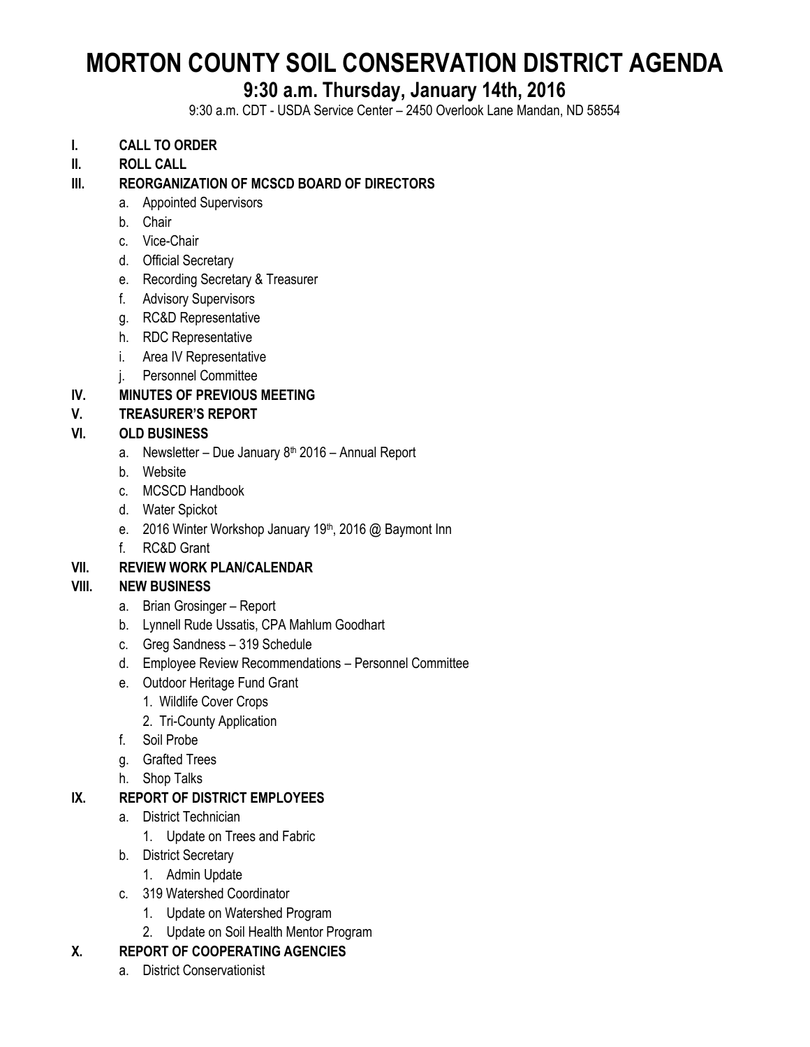# MORTON COUNTY SOIL CONSERVATION DISTRICT AGENDA

## 9:30 a.m. Thursday, January 14th, 2016

9:30 a.m. CDT - USDA Service Center – 2450 Overlook Lane Mandan, ND 58554

**I. CALL TO ORDER**

**II. ROLL CALL**

**III. REORGANIZATION OF MCSCD BOARD OF DIRECTORS**

a. Appointed Supervisors
b. Chair
c. Vice-Chair
d. Official Secretary
e. Recording Secretary & Treasurer
f. Advisory Supervisors
g. RC&D Representative
h. RDC Representative
i. Area IV Representative
j. Personnel Committee

**IV. MINUTES OF PREVIOUS MEETING**

**V. TREASURER'S REPORT**

**VI. OLD BUSINESS**

a. Newsletter – Due January 8th 2016 – Annual Report
b. Website
c. MCSCD Handbook
d. Water Spickot
e. 2016 Winter Workshop January 19th, 2016 @ Baymont Inn
f. RC&D Grant

**VII. REVIEW WORK PLAN/CALENDAR**

**VIII. NEW BUSINESS**

a. Brian Grosinger – Report
b. Lynnell Rude Ussatis, CPA Mahlum Goodhart
c. Greg Sandness – 319 Schedule
d. Employee Review Recommendations – Personnel Committee
e. Outdoor Heritage Fund Grant
   1. Wildlife Cover Crops
   2. Tri-County Application
f. Soil Probe
g. Grafted Trees
h. Shop Talks

**IX. REPORT OF DISTRICT EMPLOYEES**

a. District Technician
   1. Update on Trees and Fabric
b. District Secretary
   1. Admin Update
c. 319 Watershed Coordinator
   1. Update on Watershed Program
   2. Update on Soil Health Mentor Program

**X. REPORT OF COOPERATING AGENCIES**

a. District Conservationist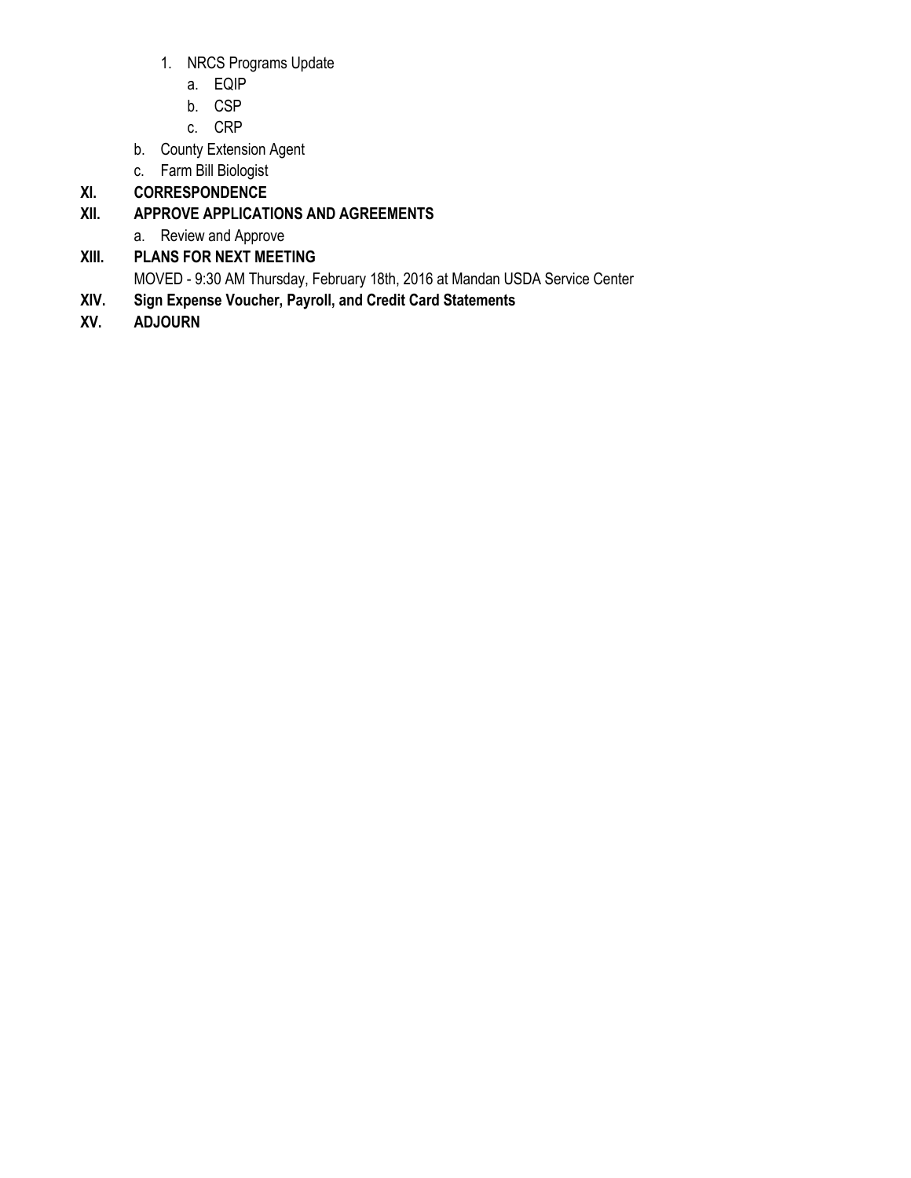1. NRCS Programs Update
   a. EQIP
   b. CSP
   c. CRP

b. County Extension Agent

c. Farm Bill Biologist

**XI. CORRESPONDENCE**

**XII. APPROVE APPLICATIONS AND AGREEMENTS**

a. Review and Approve

**XIII. PLANS FOR NEXT MEETING**

MOVED - 9:30 AM Thursday, February 18th, 2016 at Mandan USDA Service Center

**XIV. Sign Expense Voucher, Payroll, and Credit Card Statements**

**XV. ADJOURN**